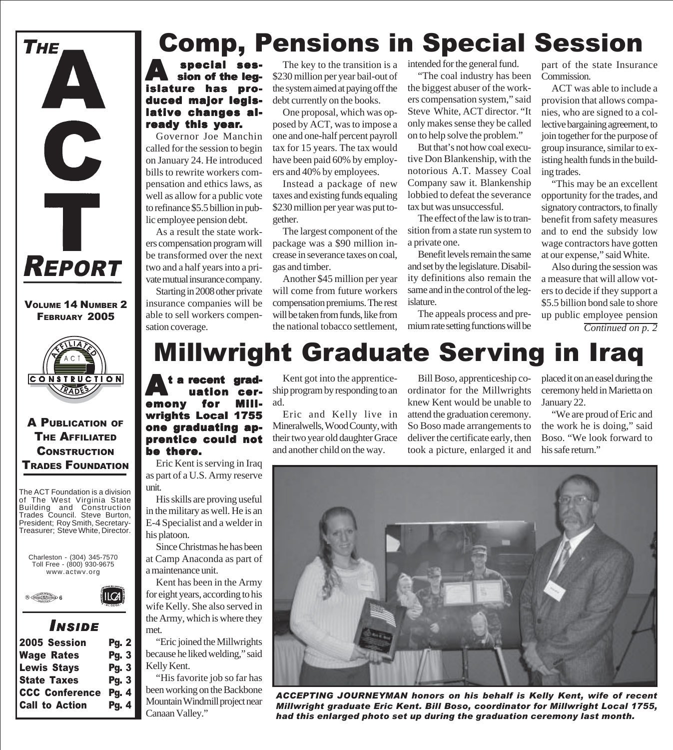# THE ACT REPORT

**VOLUME 14 NUMBER 2**
**FEBRUARY 2005**

**A PUBLICATION OF THE AFFILIATED CONSTRUCTION TRADES FOUNDATION**

The ACT Foundation is a division of The West Virginia State Building and Construction Trades Council. Steve Burton, President; Roy Smith, Secretary-Treasurer; Steve White, Director.

Charleston - (304) 345-7570
Toll Free - (800) 930-9675
www.actwv.org

### INSIDE

| | |
|---|---|
| 2005 Session | Pg. 2 |
| Wage Rates | Pg. 3 |
| Lewis Stays | Pg. 3 |
| State Taxes | Pg. 3 |
| CCC Conference | Pg. 4 |
| Call to Action | Pg. 4 |

# Comp, Pensions in Special Session

**A special session of the legislature has produced major legislative changes already this year.**

Governor Joe Manchin called for the session to begin on January 24. He introduced bills to rewrite workers compensation and ethics laws, as well as allow for a public vote to refinance $5.5 billion in public employee pension debt.

As a result the state workers compensation program will be transformed over the next two and a half years into a private mutual insurance company.

Starting in 2008 other private insurance companies will be able to sell workers compensation coverage.

The key to the transition is a $230 million per year bail-out of the system aimed at paying off the debt currently on the books.

One proposal, which was opposed by ACT, was to impose a one and one-half percent payroll tax for 15 years. The tax would have been paid 60% by employers and 40% by employees.

Instead a package of new taxes and existing funds equaling $230 million per year was put together.

The largest component of the package was a $90 million increase in severance taxes on coal, gas and timber.

Another $45 million per year will come from future workers compensation premiums. The rest will be taken from funds, like from the national tobacco settlement, intended for the general fund.

"The coal industry has been the biggest abuser of the workers compensation system," said Steve White, ACT director. "It only makes sense they be called on to help solve the problem."

But that's not how coal executive Don Blankenship, with the notorious A.T. Massey Coal Company saw it. Blankenship lobbied to defeat the severance tax but was unsuccessful.

The effect of the law is to transition from a state run system to a private one.

Benefit levels remain the same and set by the legislature. Disability definitions also remain the same and in the control of the legislature.

The appeals process and premium rate setting functions will be part of the state Insurance Commission.

ACT was able to include a provision that allows companies, who are signed to a collective bargaining agreement, to join together for the purpose of group insurance, similar to existing health funds in the building trades.

"This may be an excellent opportunity for the trades, and signatory contractors, to finally benefit from safety measures and to end the subsidy low wage contractors have gotten at our expense," said White.

Also during the session was a measure that will allow voters to decide if they support a $5.5 billion bond sale to shore up public employee pension

*Continued on p. 2*

# Millwright Graduate Serving in Iraq

**At a recent graduation ceremony for Millwrights Local 1755 one graduating apprentice could not be there.**

Eric Kent is serving in Iraq as part of a U.S. Army reserve unit.

His skills are proving useful in the military as well. He is an E-4 Specialist and a welder in his platoon.

Since Christmas he has been at Camp Anaconda as part of a maintenance unit.

Kent has been in the Army for eight years, according to his wife Kelly. She also served in the Army, which is where they met.

"Eric joined the Millwrights because he liked welding," said Kelly Kent.

"His favorite job so far has been working on the Backbone Mountain Windmill project near Canaan Valley."

Kent got into the apprenticeship program by responding to an ad.

Eric and Kelly live in Mineralwells, Wood County, with their two year old daughter Grace and another child on the way.

Bill Boso, apprenticeship coordinator for the Millwrights knew Kent would be unable to attend the graduation ceremony. So Boso made arrangements to deliver the certificate early, then took a picture, enlarged it and placed it on an easel during the ceremony held in Marietta on January 22.

"We are proud of Eric and the work he is doing," said Boso. "We look forward to his safe return."

*ACCEPTING JOURNEYMAN honors on his behalf is Kelly Kent, wife of recent Millwright graduate Eric Kent. Bill Boso, coordinator for Millwright Local 1755, had this enlarged photo set up during the graduation ceremony last month.*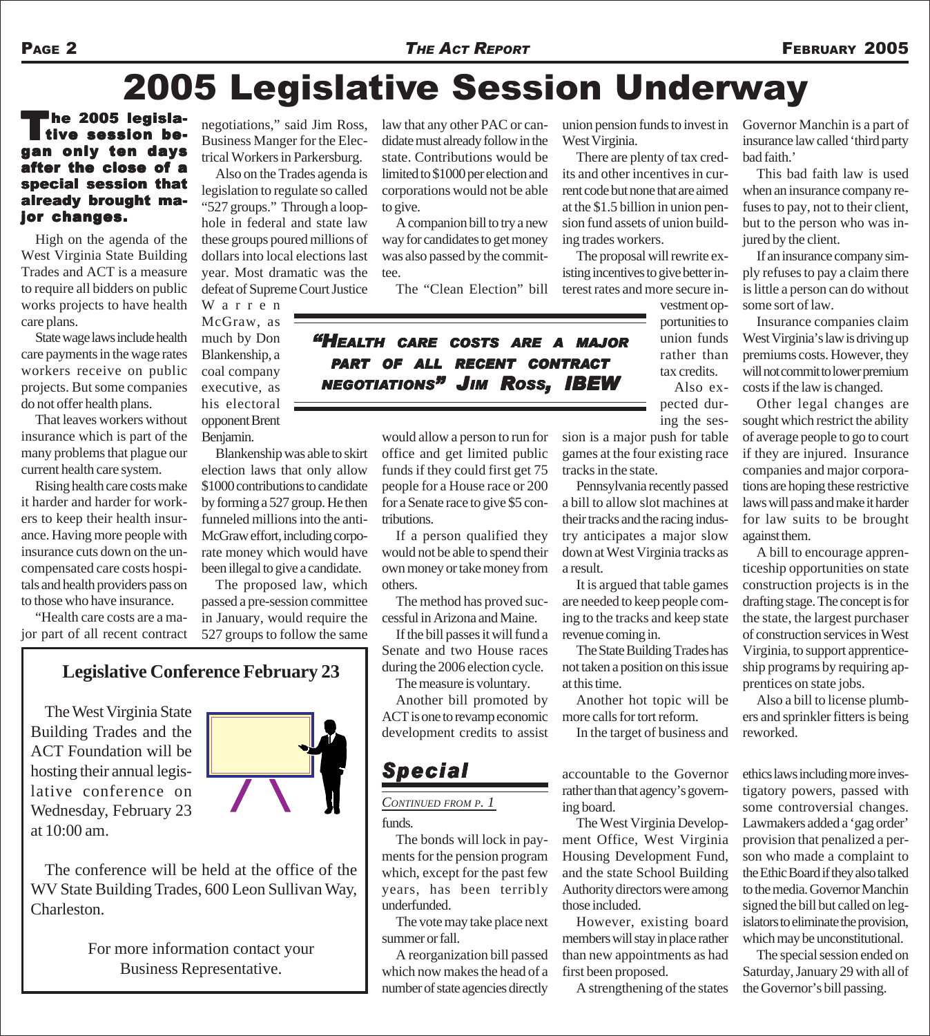# 2005 Legislative Session Underway

**The 2005 legislative session began only ten days after the close of a special session that already brought major changes.**

High on the agenda of the West Virginia State Building Trades and ACT is a measure to require all bidders on public works projects to have health care plans.

State wage laws include health care payments in the wage rates workers receive on public projects. But some companies do not offer health plans.

That leaves workers without insurance which is part of the many problems that plague our current health care system.

Rising health care costs make it harder and harder for workers to keep their health insurance. Having more people with insurance cuts down on the uncompensated care costs hospitals and health providers pass on to those who have insurance.

"Health care costs are a major part of all recent contract negotiations," said Jim Ross, Business Manger for the Electrical Workers in Parkersburg.

Also on the Trades agenda is legislation to regulate so called "527 groups." Through a loophole in federal and state law these groups poured millions of dollars into local elections last year. Most dramatic was the defeat of Supreme Court Justice Warren McGraw, as much by Don Blankenship, a coal company executive, as his electoral opponent Brent Benjamin.

> ***"Health care costs are a major part of all recent contract negotiations" Jim Ross, IBEW***

Blankenship was able to skirt election laws that only allow $1000 contributions to candidate by forming a 527 group. He then funneled millions into the anti-McGraw effort, including corporate money which would have been illegal to give a candidate.

The proposed law, which passed a pre-session committee in January, would require the 527 groups to follow the same law that any other PAC or candidate must already follow in the state. Contributions would be limited to $1000 per election and corporations would not be able to give.

A companion bill to try a new way for candidates to get money was also passed by the committee.

The "Clean Election" bill would allow a person to run for office and get limited public funds if they could first get 75 people for a House race or 200 for a Senate race to give $5 contributions.

If a person qualified they would not be able to spend their own money or take money from others.

The method has proved successful in Arizona and Maine.

If the bill passes it will fund a Senate and two House races during the 2006 election cycle.

The measure is voluntary.

Another bill promoted by ACT is one to revamp economic development credits to assist union pension funds to invest in West Virginia.

There are plenty of tax credits and other incentives in current code but none that are aimed at the $1.5 billion in union pension fund assets of union building trades workers.

The proposal will rewrite existing incentives to give better interest rates and more secure investment opportunities to union funds rather than tax credits.

Also expected during the session is a major push for table games at the four existing race tracks in the state.

Pennsylvania recently passed a bill to allow slot machines at their tracks and the racing industry anticipates a major slow down at West Virginia tracks as a result.

It is argued that table games are needed to keep people coming to the tracks and keep state revenue coming in.

The State Building Trades has not taken a position on this issue at this time.

Another hot topic will be more calls for tort reform.

In the target of business and Governor Manchin is a part of insurance law called 'third party bad faith.'

This bad faith law is used when an insurance company refuses to pay, not to their client, but to the person who was injured by the client.

If an insurance company simply refuses to pay a claim there is little a person can do without some sort of law.

Insurance companies claim West Virginia's law is driving up premiums costs. However, they will not commit to lower premium costs if the law is changed.

Other legal changes are sought which restrict the ability of average people to go to court if they are injured. Insurance companies and major corporations are hoping these restrictive laws will pass and make it harder for law suits to be brought against them.

A bill to encourage apprenticeship opportunities on state construction projects is in the drafting stage. The concept is for the state, the largest purchaser of construction services in West Virginia, to support apprenticeship programs by requiring apprentices on state jobs.

Also a bill to license plumbers and sprinkler fitters is being reworked.

---

### Legislative Conference February 23

The West Virginia State Building Trades and the ACT Foundation will be hosting their annual legislative conference on Wednesday, February 23 at 10:00 am.

The conference will be held at the office of the WV State Building Trades, 600 Leon Sullivan Way, Charleston.

For more information contact your Business Representative.

---

## Special

*Continued from p. 1*

funds.

The bonds will lock in payments for the pension program which, except for the past few years, has been terribly underfunded.

The vote may take place next summer or fall.

A reorganization bill passed which now makes the head of a number of state agencies directly accountable to the Governor rather than that agency's governing board.

The West Virginia Development Office, West Virginia Housing Development Fund, and the state School Building Authority directors were among those included.

However, existing board members will stay in place rather than new appointments as had first been proposed.

A strengthening of the states ethics laws including more investigatory powers, passed with some controversial changes. Lawmakers added a 'gag order' provision that penalized a person who made a complaint to the Ethic Board if they also talked to the media. Governor Manchin signed the bill but called on legislators to eliminate the provision, which may be unconstitutional.

The special session ended on Saturday, January 29 with all of the Governor's bill passing.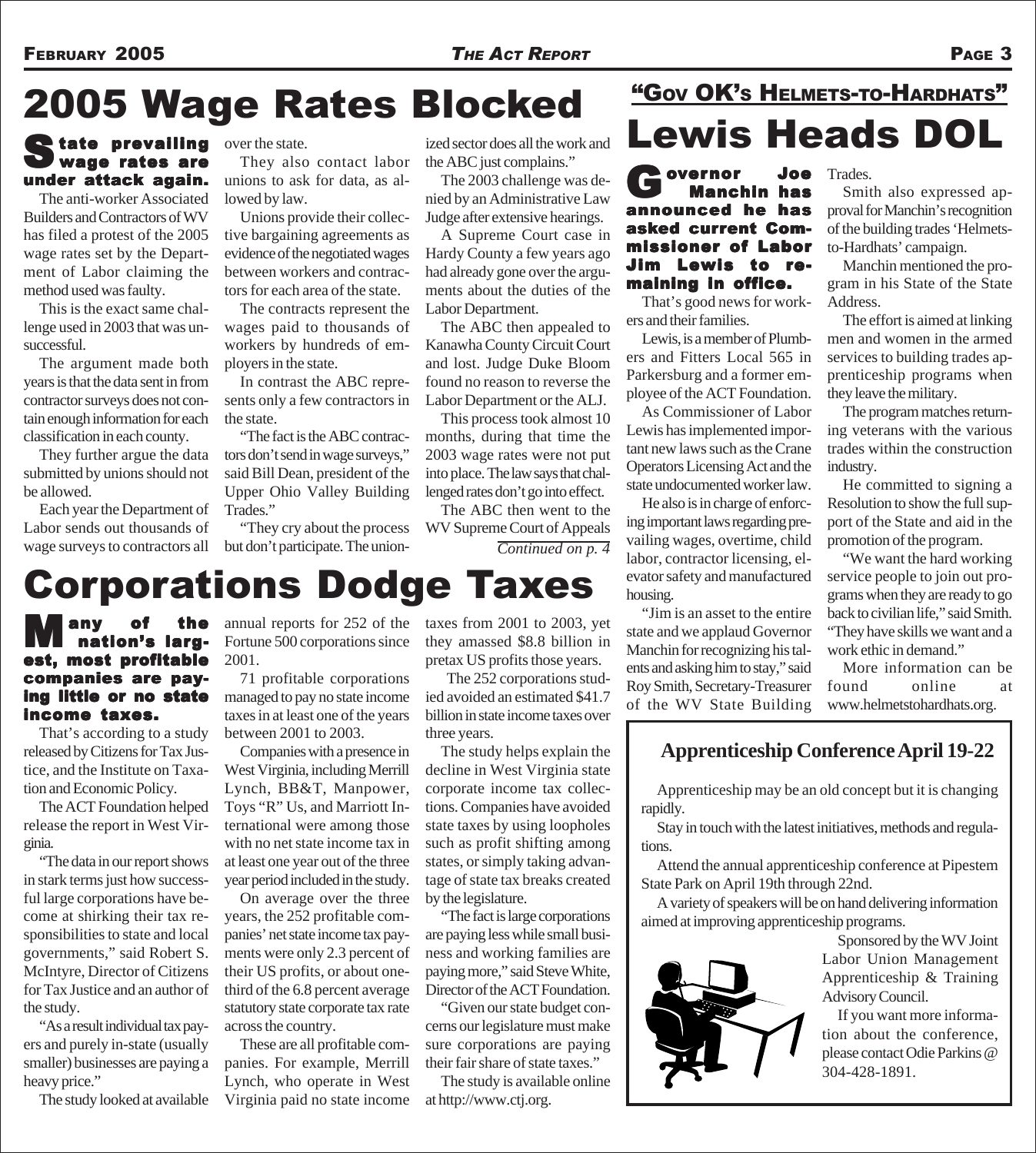# 2005 Wage Rates Blocked

**State prevailing wage rates are under attack again.**

The anti-worker Associated Builders and Contractors of WV has filed a protest of the 2005 wage rates set by the Department of Labor claiming the method used was faulty.

This is the exact same challenge used in 2003 that was unsuccessful.

The argument made both years is that the data sent in from contractor surveys does not contain enough information for each classification in each county.

They further argue the data submitted by unions should not be allowed.

Each year the Department of Labor sends out thousands of wage surveys to contractors all over the state.

They also contact labor unions to ask for data, as allowed by law.

Unions provide their collective bargaining agreements as evidence of the negotiated wages between workers and contractors for each area of the state.

The contracts represent the wages paid to thousands of workers by hundreds of employers in the state.

In contrast the ABC represents only a few contractors in the state.

"The fact is the ABC contractors don't send in wage surveys," said Bill Dean, president of the Upper Ohio Valley Building Trades."

"They cry about the process but don't participate. The unionized sector does all the work and the ABC just complains."

The 2003 challenge was denied by an Administrative Law Judge after extensive hearings.

A Supreme Court case in Hardy County a few years ago had already gone over the arguments about the duties of the Labor Department.

The ABC then appealed to Kanawha County Circuit Court and lost. Judge Duke Bloom found no reason to reverse the Labor Department or the ALJ.

This process took almost 10 months, during that time the 2003 wage rates were not put into place. The law says that challenged rates don't go into effect.

The ABC then went to the WV Supreme Court of Appeals

*Continued on p. 4*

# Corporations Dodge Taxes

**Many of the nation's largest, most profitable companies are paying little or no state income taxes.**

That's according to a study released by Citizens for Tax Justice, and the Institute on Taxation and Economic Policy.

The ACT Foundation helped release the report in West Virginia.

"The data in our report shows in stark terms just how successful large corporations have become at shirking their tax responsibilities to state and local governments," said Robert S. McIntyre, Director of Citizens for Tax Justice and an author of the study.

"As a result individual tax payers and purely in-state (usually smaller) businesses are paying a heavy price."

The study looked at available annual reports for 252 of the Fortune 500 corporations since 2001.

71 profitable corporations managed to pay no state income taxes in at least one of the years between 2001 to 2003.

Companies with a presence in West Virginia, including Merrill Lynch, BB&T, Manpower, Toys "R" Us, and Marriott International were among those with no net state income tax in at least one year out of the three year period included in the study.

On average over the three years, the 252 profitable companies' net state income tax payments were only 2.3 percent of their US profits, or about one-third of the 6.8 percent average statutory state corporate tax rate across the country.

These are all profitable companies. For example, Merrill Lynch, who operate in West Virginia paid no state income taxes from 2001 to 2003, yet they amassed $8.8 billion in pretax US profits those years.

The 252 corporations studied avoided an estimated $41.7 billion in state income taxes over three years.

The study helps explain the decline in West Virginia state corporate income tax collections. Companies have avoided state taxes by using loopholes such as profit shifting among states, or simply taking advantage of state tax breaks created by the legislature.

"The fact is large corporations are paying less while small business and working families are paying more," said Steve White, Director of the ACT Foundation.

"Given our state budget concerns our legislature must make sure corporations are paying their fair share of state taxes."

The study is available online at http://www.ctj.org.

## "Gov OK's Helmets-to-Hardhats"

# Lewis Heads DOL

**Governor Joe Manchin has announced he has asked current Commissioner of Labor Jim Lewis to remaining in office.**

That's good news for workers and their families.

Lewis, is a member of Plumbers and Fitters Local 565 in Parkersburg and a former employee of the ACT Foundation.

As Commissioner of Labor Lewis has implemented important new laws such as the Crane Operators Licensing Act and the state undocumented worker law.

He also is in charge of enforcing important laws regarding prevailing wages, overtime, child labor, contractor licensing, elevator safety and manufactured housing.

"Jim is an asset to the entire state and we applaud Governor Manchin for recognizing his talents and asking him to stay," said Roy Smith, Secretary-Treasurer of the WV State Building Trades.

Smith also expressed approval for Manchin's recognition of the building trades 'Helmets-to-Hardhats' campaign.

Manchin mentioned the program in his State of the State Address.

The effort is aimed at linking men and women in the armed services to building trades apprenticeship programs when they leave the military.

The program matches returning veterans with the various trades within the construction industry.

He committed to signing a Resolution to show the full support of the State and aid in the promotion of the program.

"We want the hard working service people to join out programs when they are ready to go back to civilian life," said Smith. "They have skills we want and a work ethic in demand."

More information can be found online at www.helmetstohardhats.org.

## Apprenticeship Conference April 19-22

Apprenticeship may be an old concept but it is changing rapidly.

Stay in touch with the latest initiatives, methods and regulations.

Attend the annual apprenticeship conference at Pipestem State Park on April 19th through 22nd.

A variety of speakers will be on hand delivering information aimed at improving apprenticeship programs.

Sponsored by the WV Joint Labor Union Management Apprenticeship & Training Advisory Council.

If you want more information about the conference, please contact Odie Parkins @ 304-428-1891.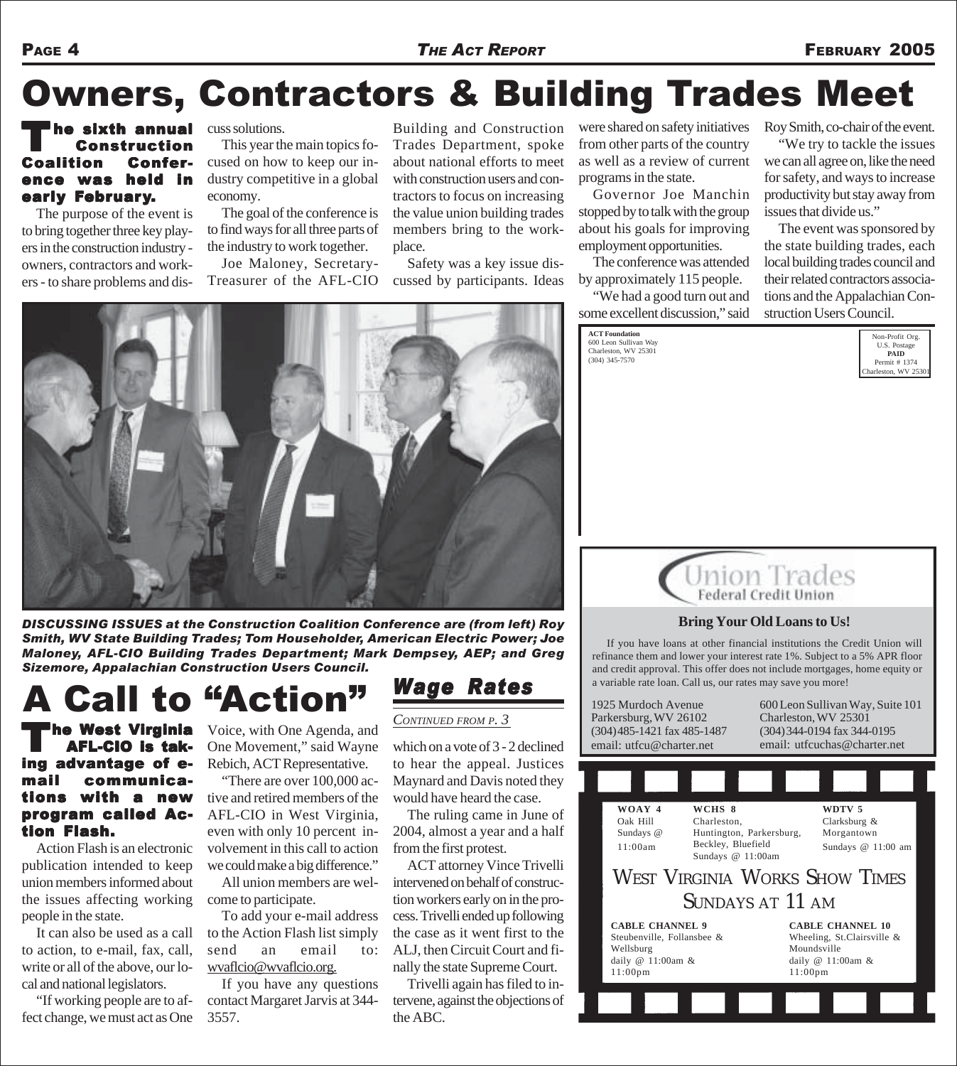# Owners, Contractors & Building Trades Meet

**The sixth annual Construction Coalition Conference was held in early February.**

The purpose of the event is to bring together three key players in the construction industry - owners, contractors and workers - to share problems and discuss solutions.

This year the main topics focused on how to keep our industry competitive in a global economy.

The goal of the conference is to find ways for all three parts of the industry to work together.

Joe Maloney, Secretary-Treasurer of the AFL-CIO Building and Construction Trades Department, spoke about national efforts to meet with construction users and contractors to focus on increasing the value union building trades members bring to the workplace.

Safety was a key issue discussed by participants. Ideas were shared on safety initiatives from other parts of the country as well as a review of current programs in the state.

Governor Joe Manchin stopped by to talk with the group about his goals for improving employment opportunities.

The conference was attended by approximately 115 people.

"We had a good turn out and some excellent discussion," said Roy Smith, co-chair of the event.

"We try to tackle the issues we can all agree on, like the need for safety, and ways to increase productivity but stay away from issues that divide us."

The event was sponsored by the state building trades, each local building trades council and their related contractors associations and the Appalachian Construction Users Council.

*DISCUSSING ISSUES at the Construction Coalition Conference are (from left) Roy Smith, WV State Building Trades; Tom Householder, American Electric Power; Joe Maloney, AFL-CIO Building Trades Department; Mark Dempsey, AEP; and Greg Sizemore, Appalachian Construction Users Council.*

ACT Foundation
600 Leon Sullivan Way
Charleston, WV 25301
(304) 345-7570

Non-Profit Org.
U.S. Postage
**PAID**
Permit # 1374
Charleston, WV 25301

# A Call to "Action"

**The West Virginia AFL-CIO is taking advantage of e-mail communications with a new program called Action Flash.**

Action Flash is an electronic publication intended to keep union members informed about the issues affecting working people in the state.

It can also be used as a call to action, to e-mail, fax, call, write or all of the above, our local and national legislators.

"If working people are to affect change, we must act as One Voice, with One Agenda, and One Movement," said Wayne Rebich, ACT Representative.

"There are over 100,000 active and retired members of the AFL-CIO in West Virginia, even with only 10 percent involvement in this call to action we could make a big difference."

All union members are welcome to participate.

To add your e-mail address to the Action Flash list simply send an email to: wvaflcio@wvaflcio.org.

If you have any questions contact Margaret Jarvis at 344-3557.

## *Wage Rates*

*CONTINUED FROM P. 3*

which on a vote of 3 - 2 declined to hear the appeal. Justices Maynard and Davis noted they would have heard the case.

The ruling came in June of 2004, almost a year and a half from the first protest.

ACT attorney Vince Trivelli intervened on behalf of construction workers early on in the process. Trivelli ended up following the case as it went first to the ALJ, then Circuit Court and finally the state Supreme Court.

Trivelli again has filed to intervene, against the objections of the ABC.

## Union Trades Federal Credit Union

**Bring Your Old Loans to Us!**

If you have loans at other financial institutions the Credit Union will refinance them and lower your interest rate 1%. Subject to a 5% APR floor and credit approval. This offer does not include mortgages, home equity or a variable rate loan. Call us, our rates may save you more!

1925 Murdoch Avenue
Parkersburg, WV 26102
(304)485-1421 fax 485-1487
email: utfcu@charter.net

600 Leon Sullivan Way, Suite 101
Charleston, WV 25301
(304)344-0194 fax 344-0195
email: utfcuchas@charter.net

## West Virginia Works Show Times
### Sundays at 11 AM

**WOAY 4**
Oak Hill
Sundays @ 11:00am

**WCHS 8**
Charleston, Huntington, Parkersburg, Beckley, Bluefield
Sundays @ 11:00am

**WDTV 5**
Clarksburg & Morgantown
Sundays @ 11:00 am

**CABLE CHANNEL 9**
Steubenville, Follansbee & Wellsburg
daily @ 11:00am & 11:00pm

**CABLE CHANNEL 10**
Wheeling, St.Clairsville & Moundsville
daily @ 11:00am & 11:00pm